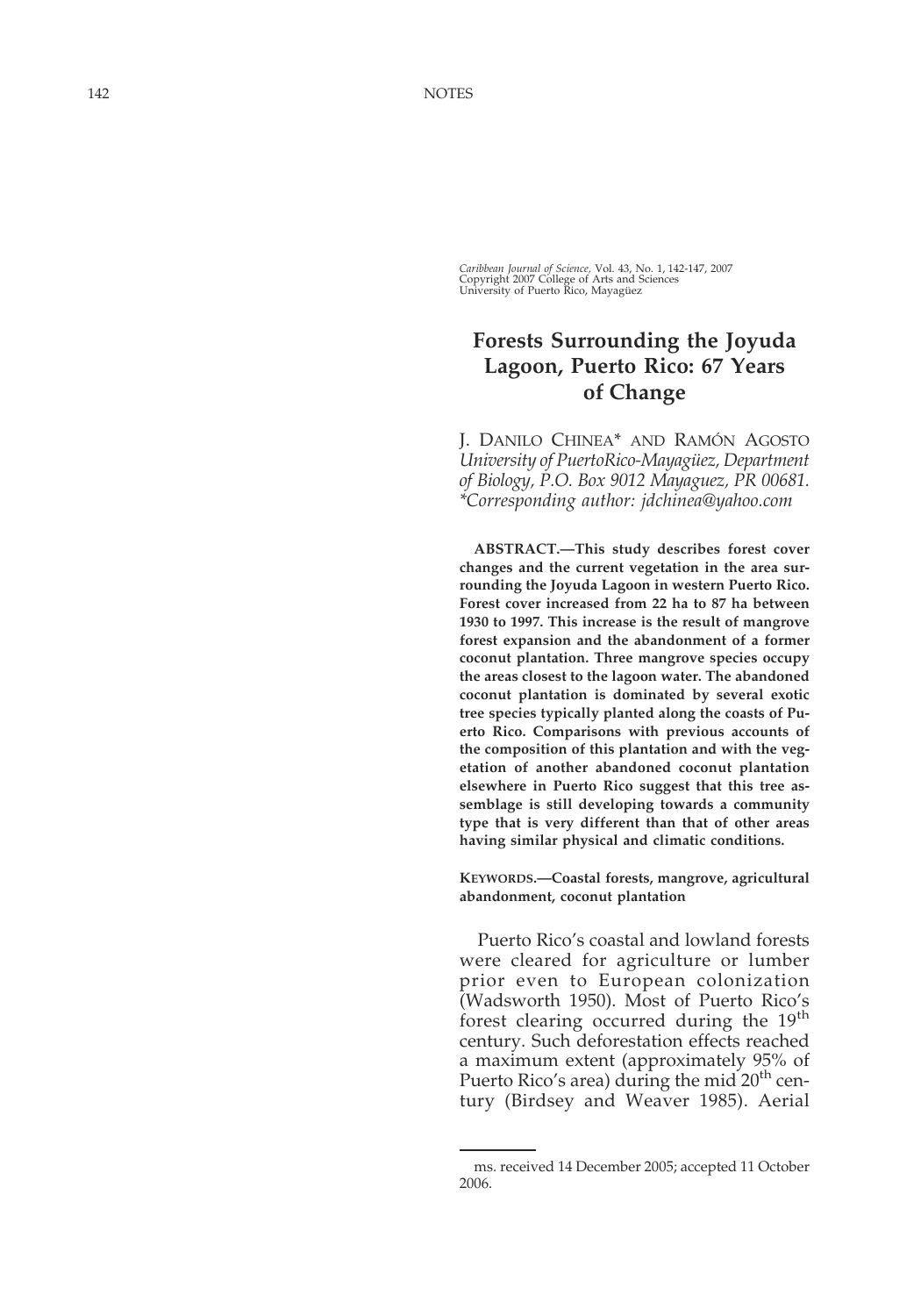Caribbean Journal of Science, Vol. 43, No. 1, 142-147, 2007
Copyright 2007 College of Arts and Sciences
University of Puerto Rico, Mayagüez

# Forests Surrounding the Joyuda Lagoon, Puerto Rico: 67 Years of Change

J. DANILO CHINEA* AND RAMÓN AGOSTO
*University of PuertoRico-Mayagüez, Department of Biology, P.O. Box 9012 Mayaguez, PR 00681.*
*\*Corresponding author: jdchinea@yahoo.com*

**ABSTRACT.—This study describes forest cover changes and the current vegetation in the area surrounding the Joyuda Lagoon in western Puerto Rico. Forest cover increased from 22 ha to 87 ha between 1930 to 1997. This increase is the result of mangrove forest expansion and the abandonment of a former coconut plantation. Three mangrove species occupy the areas closest to the lagoon water. The abandoned coconut plantation is dominated by several exotic tree species typically planted along the coasts of Puerto Rico. Comparisons with previous accounts of the composition of this plantation and with the vegetation of another abandoned coconut plantation elsewhere in Puerto Rico suggest that this tree assemblage is still developing towards a community type that is very different than that of other areas having similar physical and climatic conditions.**

**KEYWORDS.—Coastal forests, mangrove, agricultural abandonment, coconut plantation**

Puerto Rico's coastal and lowland forests were cleared for agriculture or lumber prior even to European colonization (Wadsworth 1950). Most of Puerto Rico's forest clearing occurred during the 19th century. Such deforestation effects reached a maximum extent (approximately 95% of Puerto Rico's area) during the mid 20th century (Birdsey and Weaver 1985). Aerial

ms. received 14 December 2005; accepted 11 October 2006.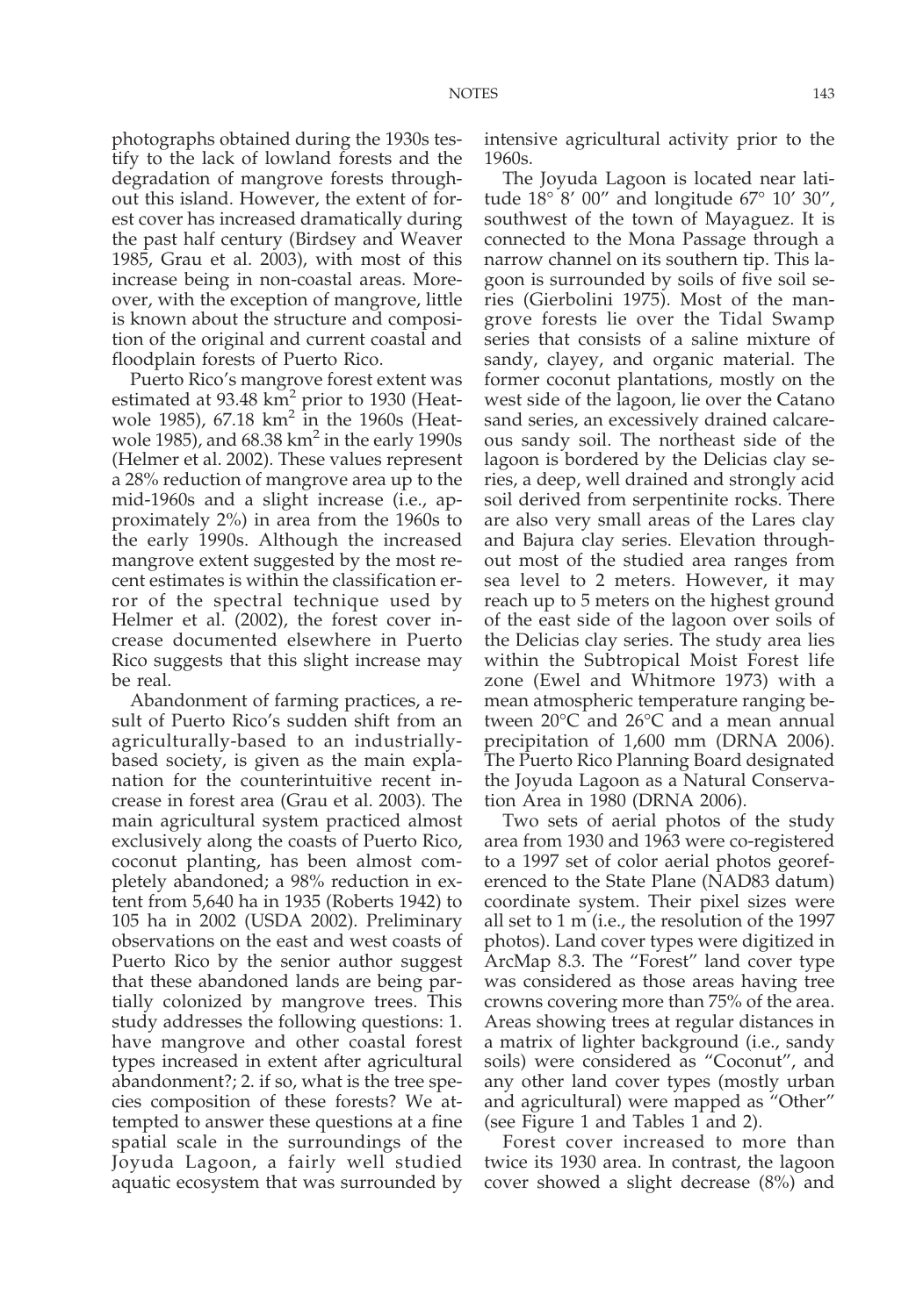photographs obtained during the 1930s testify to the lack of lowland forests and the degradation of mangrove forests throughout this island. However, the extent of forest cover has increased dramatically during the past half century (Birdsey and Weaver 1985, Grau et al. 2003), with most of this increase being in non-coastal areas. Moreover, with the exception of mangrove, little is known about the structure and composition of the original and current coastal and floodplain forests of Puerto Rico.

Puerto Rico's mangrove forest extent was estimated at 93.48 km$^2$ prior to 1930 (Heatwole 1985), 67.18 km$^2$ in the 1960s (Heatwole 1985), and 68.38 km$^2$ in the early 1990s (Helmer et al. 2002). These values represent a 28% reduction of mangrove area up to the mid-1960s and a slight increase (i.e., approximately 2%) in area from the 1960s to the early 1990s. Although the increased mangrove extent suggested by the most recent estimates is within the classification error of the spectral technique used by Helmer et al. (2002), the forest cover increase documented elsewhere in Puerto Rico suggests that this slight increase may be real.

Abandonment of farming practices, a result of Puerto Rico's sudden shift from an agriculturally-based to an industrially-based society, is given as the main explanation for the counterintuitive recent increase in forest area (Grau et al. 2003). The main agricultural system practiced almost exclusively along the coasts of Puerto Rico, coconut planting, has been almost completely abandoned; a 98% reduction in extent from 5,640 ha in 1935 (Roberts 1942) to 105 ha in 2002 (USDA 2002). Preliminary observations on the east and west coasts of Puerto Rico by the senior author suggest that these abandoned lands are being partially colonized by mangrove trees. This study addresses the following questions: 1. have mangrove and other coastal forest types increased in extent after agricultural abandonment?; 2. if so, what is the tree species composition of these forests? We attempted to answer these questions at a fine spatial scale in the surroundings of the Joyuda Lagoon, a fairly well studied aquatic ecosystem that was surrounded by intensive agricultural activity prior to the 1960s.

The Joyuda Lagoon is located near latitude 18° 8′ 00″ and longitude 67° 10′ 30″, southwest of the town of Mayaguez. It is connected to the Mona Passage through a narrow channel on its southern tip. This lagoon is surrounded by soils of five soil series (Gierbolini 1975). Most of the mangrove forests lie over the Tidal Swamp series that consists of a saline mixture of sandy, clayey, and organic material. The former coconut plantations, mostly on the west side of the lagoon, lie over the Catano sand series, an excessively drained calcareous sandy soil. The northeast side of the lagoon is bordered by the Delicias clay series, a deep, well drained and strongly acid soil derived from serpentinite rocks. There are also very small areas of the Lares clay and Bajura clay series. Elevation throughout most of the studied area ranges from sea level to 2 meters. However, it may reach up to 5 meters on the highest ground of the east side of the lagoon over soils of the Delicias clay series. The study area lies within the Subtropical Moist Forest life zone (Ewel and Whitmore 1973) with a mean atmospheric temperature ranging between 20°C and 26°C and a mean annual precipitation of 1,600 mm (DRNA 2006). The Puerto Rico Planning Board designated the Joyuda Lagoon as a Natural Conservation Area in 1980 (DRNA 2006).

Two sets of aerial photos of the study area from 1930 and 1963 were co-registered to a 1997 set of color aerial photos georeferenced to the State Plane (NAD83 datum) coordinate system. Their pixel sizes were all set to 1 m (i.e., the resolution of the 1997 photos). Land cover types were digitized in ArcMap 8.3. The "Forest" land cover type was considered as those areas having tree crowns covering more than 75% of the area. Areas showing trees at regular distances in a matrix of lighter background (i.e., sandy soils) were considered as "Coconut", and any other land cover types (mostly urban and agricultural) were mapped as "Other" (see Figure 1 and Tables 1 and 2).

Forest cover increased to more than twice its 1930 area. In contrast, the lagoon cover showed a slight decrease (8%) and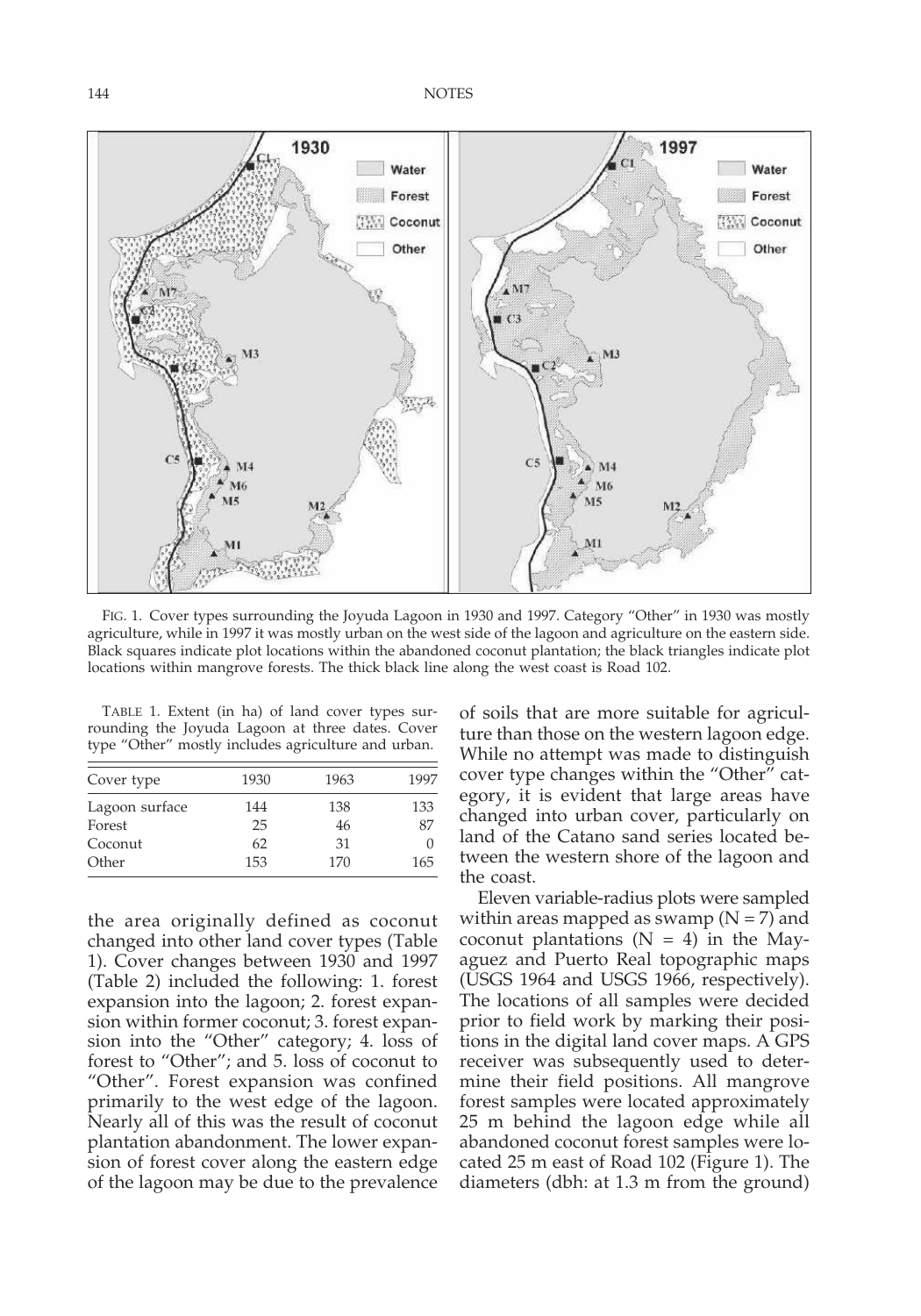FIG. 1. Cover types surrounding the Joyuda Lagoon in 1930 and 1997. Category "Other" in 1930 was mostly agriculture, while in 1997 it was mostly urban on the west side of the lagoon and agriculture on the eastern side. Black squares indicate plot locations within the abandoned coconut plantation; the black triangles indicate plot locations within mangrove forests. The thick black line along the west coast is Road 102.

TABLE 1. Extent (in ha) of land cover types surrounding the Joyuda Lagoon at three dates. Cover type "Other" mostly includes agriculture and urban.

| Cover type | 1930 | 1963 | 1997 |
|---|---|---|---|
| Lagoon surface | 144 | 138 | 133 |
| Forest | 25 | 46 | 87 |
| Coconut | 62 | 31 | 0 |
| Other | 153 | 170 | 165 |

the area originally defined as coconut changed into other land cover types (Table 1). Cover changes between 1930 and 1997 (Table 2) included the following: 1. forest expansion into the lagoon; 2. forest expansion within former coconut; 3. forest expansion into the "Other" category; 4. loss of forest to "Other"; and 5. loss of coconut to "Other". Forest expansion was confined primarily to the west edge of the lagoon. Nearly all of this was the result of coconut plantation abandonment. The lower expansion of forest cover along the eastern edge of the lagoon may be due to the prevalence of soils that are more suitable for agriculture than those on the western lagoon edge. While no attempt was made to distinguish cover type changes within the "Other" category, it is evident that large areas have changed into urban cover, particularly on land of the Catano sand series located between the western shore of the lagoon and the coast.

Eleven variable-radius plots were sampled within areas mapped as swamp (N = 7) and coconut plantations (N = 4) in the Mayaguez and Puerto Real topographic maps (USGS 1964 and USGS 1966, respectively). The locations of all samples were decided prior to field work by marking their positions in the digital land cover maps. A GPS receiver was subsequently used to determine their field positions. All mangrove forest samples were located approximately 25 m behind the lagoon edge while all abandoned coconut forest samples were located 25 m east of Road 102 (Figure 1). The diameters (dbh: at 1.3 m from the ground)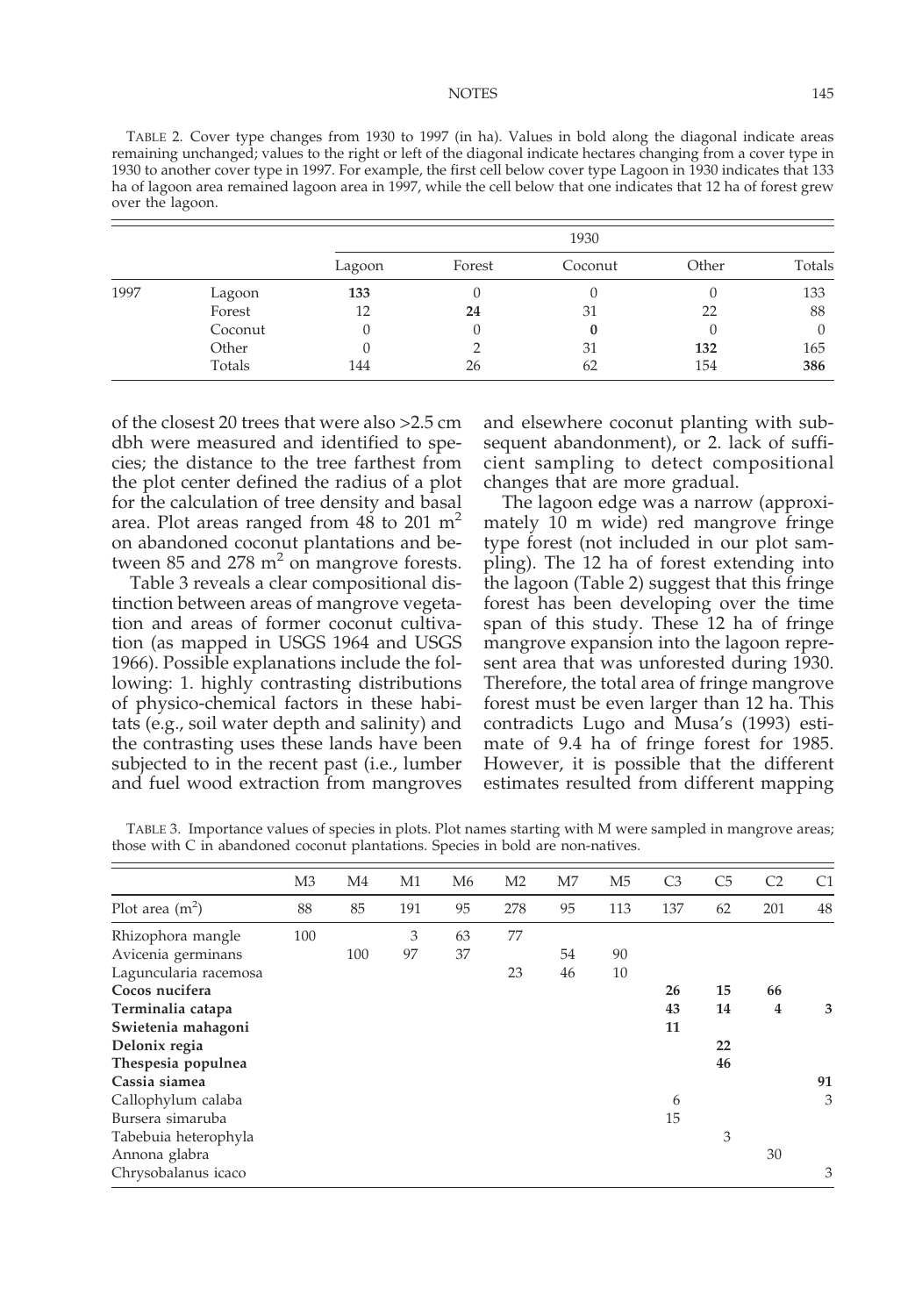TABLE 2. Cover type changes from 1930 to 1997 (in ha). Values in bold along the diagonal indicate areas remaining unchanged; values to the right or left of the diagonal indicate hectares changing from a cover type in 1930 to another cover type in 1997. For example, the first cell below cover type Lagoon in 1930 indicates that 133 ha of lagoon area remained lagoon area in 1997, while the cell below that one indicates that 12 ha of forest grew over the lagoon.

| | | 1930 | | | | |
|---|---|---|---|---|---|---|
| | | Lagoon | Forest | Coconut | Other | Totals |
| 1997 | Lagoon | **133** | 0 | 0 | 0 | 133 |
| | Forest | 12 | **24** | 31 | 22 | 88 |
| | Coconut | 0 | 0 | **0** | 0 | 0 |
| | Other | 0 | 2 | 31 | **132** | 165 |
| | Totals | 144 | 26 | 62 | 154 | **386** |

of the closest 20 trees that were also >2.5 cm dbh were measured and identified to species; the distance to the tree farthest from the plot center defined the radius of a plot for the calculation of tree density and basal area. Plot areas ranged from 48 to 201 $m^2$ on abandoned coconut plantations and between 85 and 278 $m^2$ on mangrove forests.

Table 3 reveals a clear compositional distinction between areas of mangrove vegetation and areas of former coconut cultivation (as mapped in USGS 1964 and USGS 1966). Possible explanations include the following: 1. highly contrasting distributions of physico-chemical factors in these habitats (e.g., soil water depth and salinity) and the contrasting uses these lands have been subjected to in the recent past (i.e., lumber and fuel wood extraction from mangroves and elsewhere coconut planting with subsequent abandonment), or 2. lack of sufficient sampling to detect compositional changes that are more gradual.

The lagoon edge was a narrow (approximately 10 m wide) red mangrove fringe type forest (not included in our plot sampling). The 12 ha of forest extending into the lagoon (Table 2) suggest that this fringe forest has been developing over the time span of this study. These 12 ha of fringe mangrove expansion into the lagoon represent area that was unforested during 1930. Therefore, the total area of fringe mangrove forest must be even larger than 12 ha. This contradicts Lugo and Musa's (1993) estimate of 9.4 ha of fringe forest for 1985. However, it is possible that the different estimates resulted from different mapping

TABLE 3. Importance values of species in plots. Plot names starting with M were sampled in mangrove areas; those with C in abandoned coconut plantations. Species in bold are non-natives.

| | M3 | M4 | M1 | M6 | M2 | M7 | M5 | C3 | C5 | C2 | C1 |
|---|---|---|---|---|---|---|---|---|---|---|---|
| Plot area ($m^2$) | 88 | 85 | 191 | 95 | 278 | 95 | 113 | 137 | 62 | 201 | 48 |
| Rhizophora mangle | 100 | | 3 | 63 | 77 | | | | | | |
| Avicenia germinans | | 100 | 97 | 37 | | 54 | 90 | | | | |
| Laguncularia racemosa | | | | | 23 | 46 | 10 | | | | |
| **Cocos nucifera** | | | | | | | | **26** | **15** | **66** | |
| **Terminalia catapa** | | | | | | | | **43** | **14** | **4** | **3** |
| **Swietenia mahagoni** | | | | | | | | **11** | | | |
| **Delonix regia** | | | | | | | | | **22** | | |
| **Thespesia populnea** | | | | | | | | | **46** | | |
| **Cassia siamea** | | | | | | | | | | | **91** |
| Callophylum calaba | | | | | | | | 6 | | | 3 |
| Bursera simaruba | | | | | | | | 15 | | | |
| Tabebuia heterophyla | | | | | | | | | 3 | | |
| Annona glabra | | | | | | | | | | 30 | |
| Chrysobalanus icaco | | | | | | | | | | | 3 |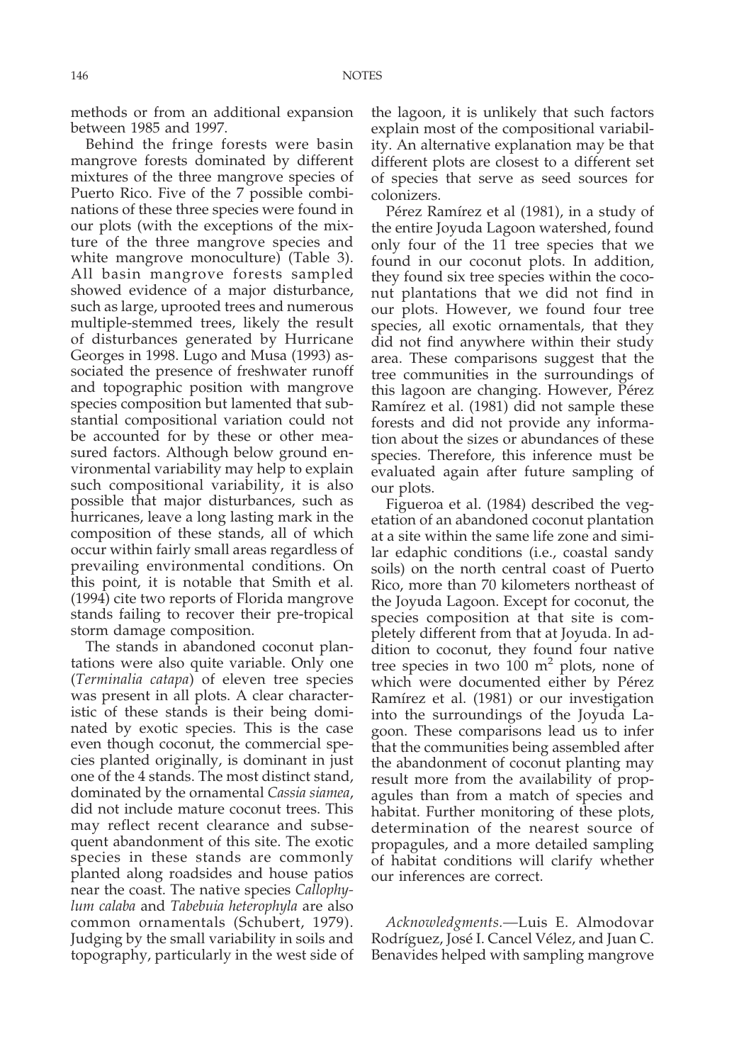methods or from an additional expansion between 1985 and 1997.

Behind the fringe forests were basin mangrove forests dominated by different mixtures of the three mangrove species of Puerto Rico. Five of the 7 possible combinations of these three species were found in our plots (with the exceptions of the mixture of the three mangrove species and white mangrove monoculture) (Table 3). All basin mangrove forests sampled showed evidence of a major disturbance, such as large, uprooted trees and numerous multiple-stemmed trees, likely the result of disturbances generated by Hurricane Georges in 1998. Lugo and Musa (1993) associated the presence of freshwater runoff and topographic position with mangrove species composition but lamented that substantial compositional variation could not be accounted for by these or other measured factors. Although below ground environmental variability may help to explain such compositional variability, it is also possible that major disturbances, such as hurricanes, leave a long lasting mark in the composition of these stands, all of which occur within fairly small areas regardless of prevailing environmental conditions. On this point, it is notable that Smith et al. (1994) cite two reports of Florida mangrove stands failing to recover their pre-tropical storm damage composition.

The stands in abandoned coconut plantations were also quite variable. Only one (*Terminalia catapa*) of eleven tree species was present in all plots. A clear characteristic of these stands is their being dominated by exotic species. This is the case even though coconut, the commercial species planted originally, is dominant in just one of the 4 stands. The most distinct stand, dominated by the ornamental *Cassia siamea*, did not include mature coconut trees. This may reflect recent clearance and subsequent abandonment of this site. The exotic species in these stands are commonly planted along roadsides and house patios near the coast. The native species *Callophylum calaba* and *Tabebuia heterophyla* are also common ornamentals (Schubert, 1979). Judging by the small variability in soils and topography, particularly in the west side of the lagoon, it is unlikely that such factors explain most of the compositional variability. An alternative explanation may be that different plots are closest to a different set of species that serve as seed sources for colonizers.

Pérez Ramírez et al (1981), in a study of the entire Joyuda Lagoon watershed, found only four of the 11 tree species that we found in our coconut plots. In addition, they found six tree species within the coconut plantations that we did not find in our plots. However, we found four tree species, all exotic ornamentals, that they did not find anywhere within their study area. These comparisons suggest that the tree communities in the surroundings of this lagoon are changing. However, Pérez Ramírez et al. (1981) did not sample these forests and did not provide any information about the sizes or abundances of these species. Therefore, this inference must be evaluated again after future sampling of our plots.

Figueroa et al. (1984) described the vegetation of an abandoned coconut plantation at a site within the same life zone and similar edaphic conditions (i.e., coastal sandy soils) on the north central coast of Puerto Rico, more than 70 kilometers northeast of the Joyuda Lagoon. Except for coconut, the species composition at that site is completely different from that at Joyuda. In addition to coconut, they found four native tree species in two 100 $m^2$ plots, none of which were documented either by Pérez Ramírez et al. (1981) or our investigation into the surroundings of the Joyuda Lagoon. These comparisons lead us to infer that the communities being assembled after the abandonment of coconut planting may result more from the availability of propagules than from a match of species and habitat. Further monitoring of these plots, determination of the nearest source of propagules, and a more detailed sampling of habitat conditions will clarify whether our inferences are correct.

*Acknowledgments.*—Luis E. Almodovar Rodríguez, José I. Cancel Vélez, and Juan C. Benavides helped with sampling mangrove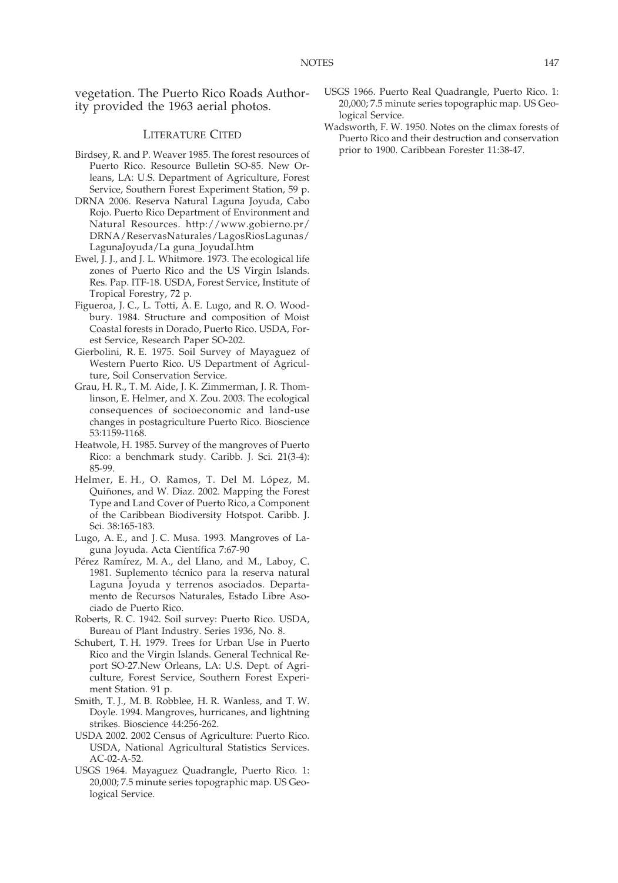vegetation. The Puerto Rico Roads Authority provided the 1963 aerial photos.

## Literature Cited

Birdsey, R. and P. Weaver 1985. The forest resources of Puerto Rico. Resource Bulletin SO-85. New Orleans, LA: U.S. Department of Agriculture, Forest Service, Southern Forest Experiment Station, 59 p.

DRNA 2006. Reserva Natural Laguna Joyuda, Cabo Rojo. Puerto Rico Department of Environment and Natural Resources. http://www.gobierno.pr/DRNA/ReservasNaturales/LagosRiosLagunas/LagunaJoyuda/La guna_JoyudaI.htm

Ewel, J. J., and J. L. Whitmore. 1973. The ecological life zones of Puerto Rico and the US Virgin Islands. Res. Pap. ITF-18. USDA, Forest Service, Institute of Tropical Forestry, 72 p.

Figueroa, J. C., L. Totti, A. E. Lugo, and R. O. Woodbury. 1984. Structure and composition of Moist Coastal forests in Dorado, Puerto Rico. USDA, Forest Service, Research Paper SO-202.

Gierbolini, R. E. 1975. Soil Survey of Mayaguez of Western Puerto Rico. US Department of Agriculture, Soil Conservation Service.

Grau, H. R., T. M. Aide, J. K. Zimmerman, J. R. Thomlinson, E. Helmer, and X. Zou. 2003. The ecological consequences of socioeconomic and land-use changes in postagriculture Puerto Rico. Bioscience 53:1159-1168.

Heatwole, H. 1985. Survey of the mangroves of Puerto Rico: a benchmark study. Caribb. J. Sci. 21(3-4): 85-99.

Helmer, E. H., O. Ramos, T. Del M. López, M. Quiñones, and W. Diaz. 2002. Mapping the Forest Type and Land Cover of Puerto Rico, a Component of the Caribbean Biodiversity Hotspot. Caribb. J. Sci. 38:165-183.

Lugo, A. E., and J. C. Musa. 1993. Mangroves of Laguna Joyuda. Acta Científica 7:67-90

Pérez Ramírez, M. A., del Llano, and M., Laboy, C. 1981. Suplemento técnico para la reserva natural Laguna Joyuda y terrenos asociados. Departamento de Recursos Naturales, Estado Libre Asociado de Puerto Rico.

Roberts, R. C. 1942. Soil survey: Puerto Rico. USDA, Bureau of Plant Industry. Series 1936, No. 8.

Schubert, T. H. 1979. Trees for Urban Use in Puerto Rico and the Virgin Islands. General Technical Report SO-27.New Orleans, LA: U.S. Dept. of Agriculture, Forest Service, Southern Forest Experiment Station. 91 p.

Smith, T. J., M. B. Robblee, H. R. Wanless, and T. W. Doyle. 1994. Mangroves, hurricanes, and lightning strikes. Bioscience 44:256-262.

USDA 2002. 2002 Census of Agriculture: Puerto Rico. USDA, National Agricultural Statistics Services. AC-02-A-52.

USGS 1964. Mayaguez Quadrangle, Puerto Rico. 1: 20,000; 7.5 minute series topographic map. US Geological Service.

USGS 1966. Puerto Real Quadrangle, Puerto Rico. 1: 20,000; 7.5 minute series topographic map. US Geological Service.

Wadsworth, F. W. 1950. Notes on the climax forests of Puerto Rico and their destruction and conservation prior to 1900. Caribbean Forester 11:38-47.